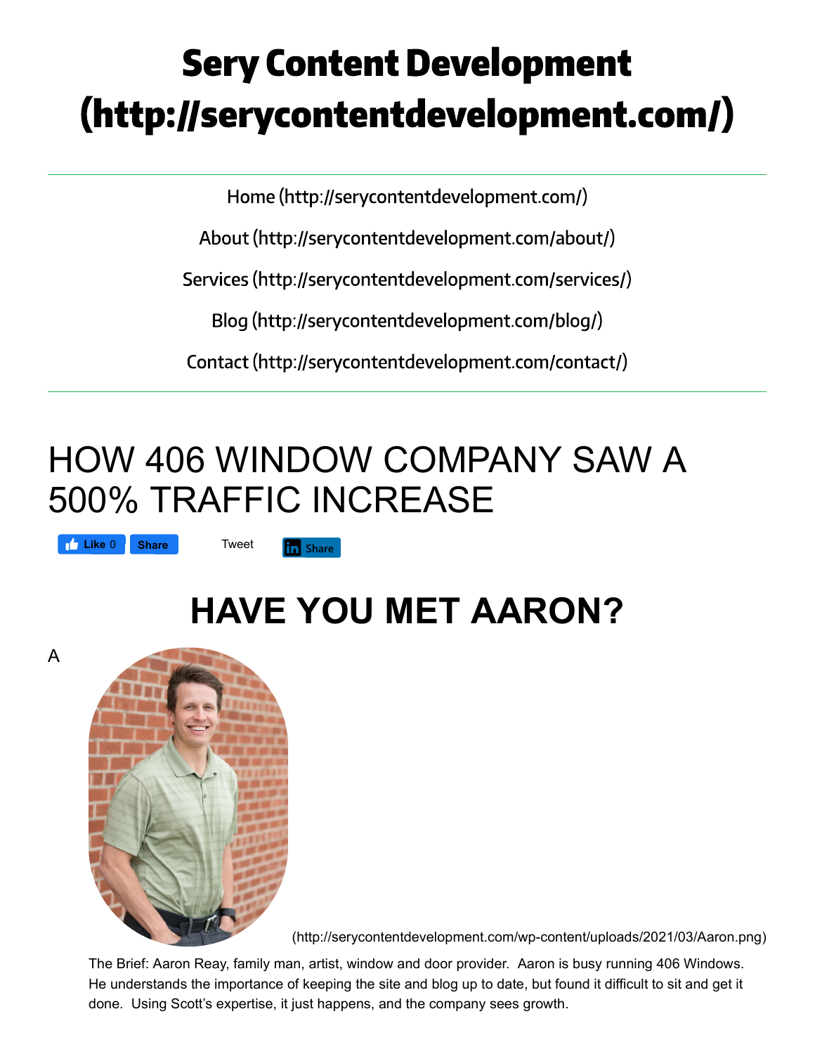# Sery Content Development (http://serycontentdevelopment.com/)

Home (http://serycontentdevelopment.com/)

About (http://serycontentdevelopment.com/about/)

Services (http://serycontentdevelopment.com/services/)

Blog (http://serycontentdevelopment.com/blog/)

Contact (http://serycontentdevelopment.com/contact/)

# HOW 406 WINDOW COMPANY SAW A 500% TRAFFIC INCREASE

Like 0 Share Tweet Share

## HAVE YOU MET AARON?

A

(http://serycontentdevelopment.com/wp-content/uploads/2021/03/Aaron.png)

The Brief: Aaron Reay, family man, artist, window and door provider. Aaron is busy running 406 Windows. He understands the importance of keeping the site and blog up to date, but found it difficult to sit and get it done. Using Scott's expertise, it just happens, and the company sees growth.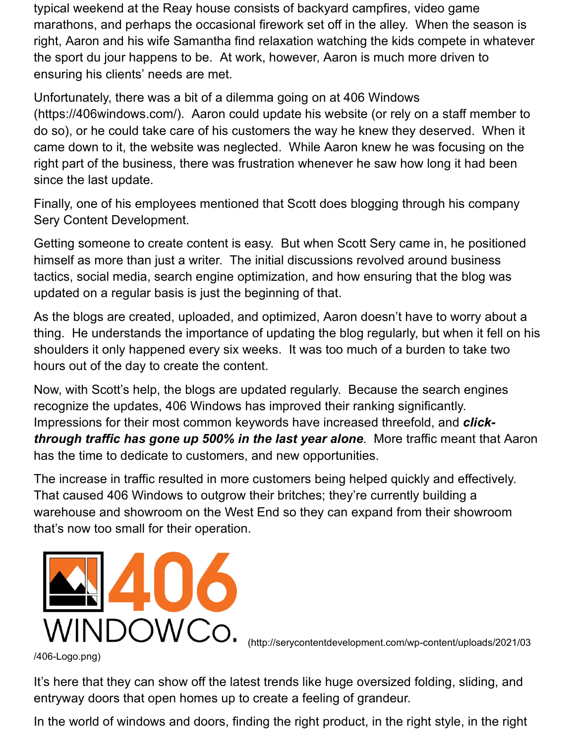typical weekend at the Reay house consists of backyard campfires, video game marathons, and perhaps the occasional firework set off in the alley. When the season is right, Aaron and his wife Samantha find relaxation watching the kids compete in whatever the sport du jour happens to be. At work, however, Aaron is much more driven to ensuring his clients' needs are met.

Unfortunately, there was a bit of a dilemma going on at 406 Windows (https://406windows.com/). Aaron could update his website (or rely on a staff member to do so), or he could take care of his customers the way he knew they deserved. When it came down to it, the website was neglected. While Aaron knew he was focusing on the right part of the business, there was frustration whenever he saw how long it had been since the last update.

Finally, one of his employees mentioned that Scott does blogging through his company Sery Content Development.

Getting someone to create content is easy. But when Scott Sery came in, he positioned himself as more than just a writer. The initial discussions revolved around business tactics, social media, search engine optimization, and how ensuring that the blog was updated on a regular basis is just the beginning of that.

As the blogs are created, uploaded, and optimized, Aaron doesn't have to worry about a thing. He understands the importance of updating the blog regularly, but when it fell on his shoulders it only happened every six weeks. It was too much of a burden to take two hours out of the day to create the content.

Now, with Scott's help, the blogs are updated regularly. Because the search engines recognize the updates, 406 Windows has improved their ranking significantly. Impressions for their most common keywords have increased threefold, and ***click-through traffic has gone up 500% in the last year alone***. More traffic meant that Aaron has the time to dedicate to customers, and new opportunities.

The increase in traffic resulted in more customers being helped quickly and effectively. That caused 406 Windows to outgrow their britches; they're currently building a warehouse and showroom on the West End so they can expand from their showroom that's now too small for their operation.

406 WINDOW Co. (http://serycontentdevelopment.com/wp-content/uploads/2021/03/406-Logo.png)

It's here that they can show off the latest trends like huge oversized folding, sliding, and entryway doors that open homes up to create a feeling of grandeur.

In the world of windows and doors, finding the right product, in the right style, in the right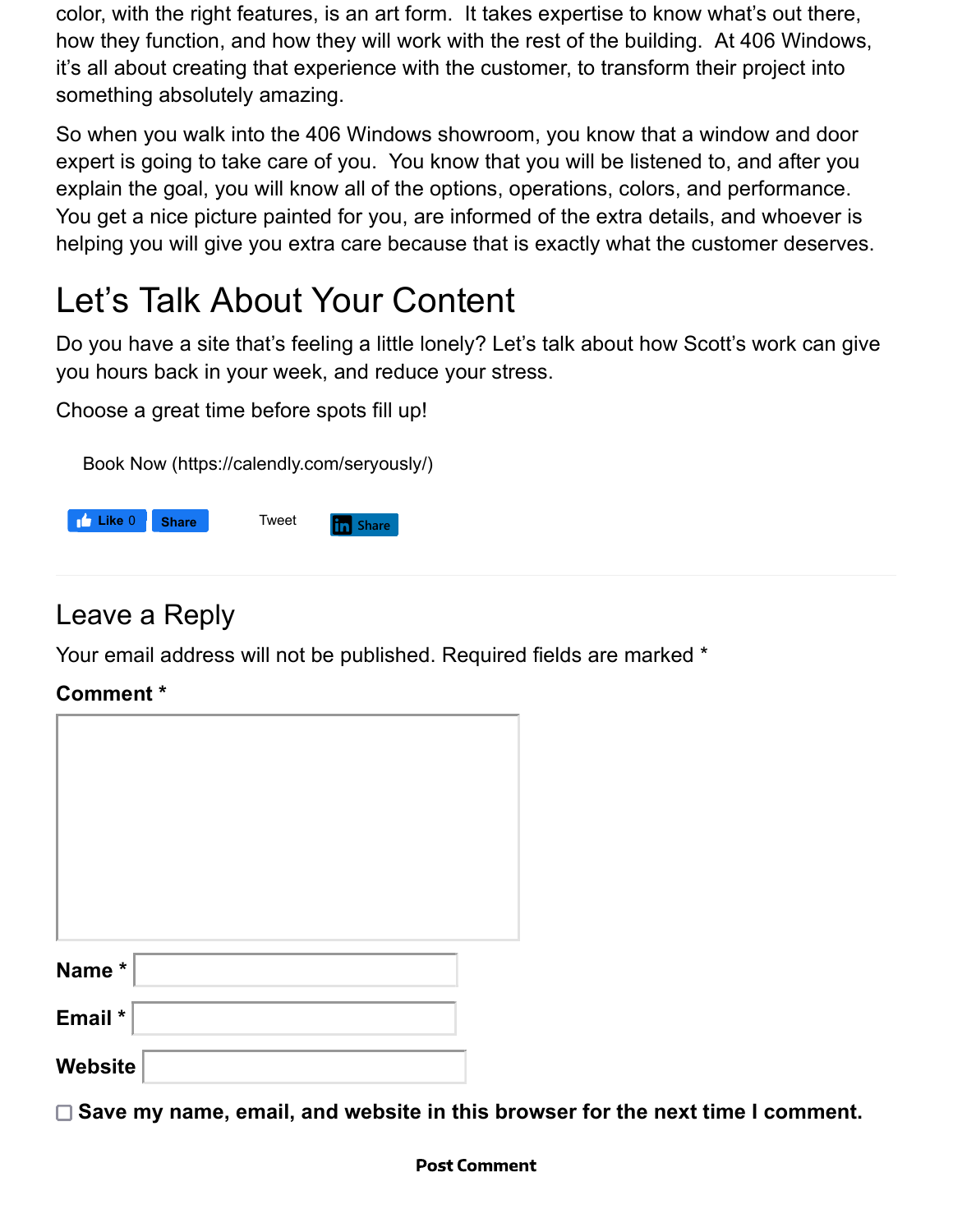color, with the right features, is an art form.  It takes expertise to know what's out there, how they function, and how they will work with the rest of the building.  At 406 Windows, it's all about creating that experience with the customer, to transform their project into something absolutely amazing.

So when you walk into the 406 Windows showroom, you know that a window and door expert is going to take care of you.  You know that you will be listened to, and after you explain the goal, you will know all of the options, operations, colors, and performance. You get a nice picture painted for you, are informed of the extra details, and whoever is helping you will give you extra care because that is exactly what the customer deserves.

## Let's Talk About Your Content

Do you have a site that's feeling a little lonely? Let's talk about how Scott's work can give you hours back in your week, and reduce your stress.

Choose a great time before spots fill up!

Book Now (https://calendly.com/seryously/)

Like 0 Share Tweet Share

---

## Leave a Reply

Your email address will not be published. Required fields are marked *

**Comment ***

**Name ***

**Email ***

**Website**

**Save my name, email, and website in this browser for the next time I comment.**

**Post Comment**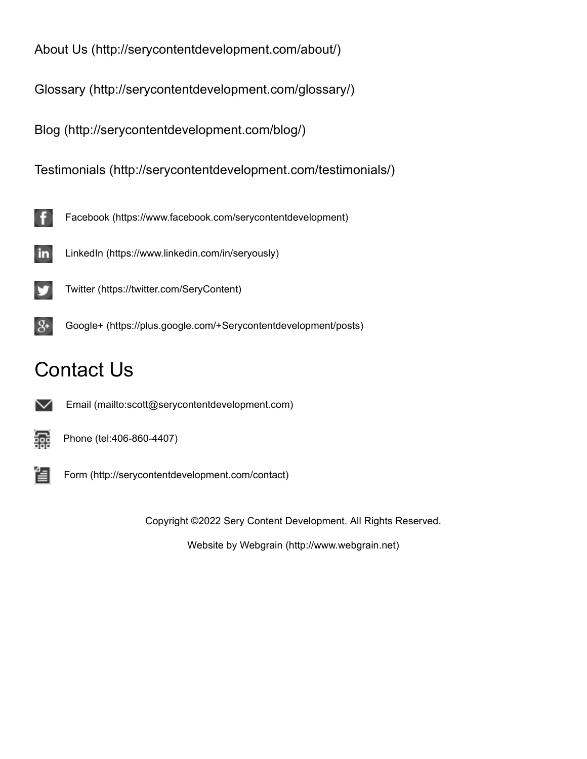About Us (http://serycontentdevelopment.com/about/)

Glossary (http://serycontentdevelopment.com/glossary/)

Blog (http://serycontentdevelopment.com/blog/)

Testimonials (http://serycontentdevelopment.com/testimonials/)

Facebook (https://www.facebook.com/serycontentdevelopment)

LinkedIn (https://www.linkedin.com/in/seryously)

Twitter (https://twitter.com/SeryContent)

Google+ (https://plus.google.com/+Serycontentdevelopment/posts)

# Contact Us

Email (mailto:scott@serycontentdevelopment.com)

Phone (tel:406-860-4407)

Form (http://serycontentdevelopment.com/contact)

Copyright ©2022 Sery Content Development. All Rights Reserved.

Website by Webgrain (http://www.webgrain.net)